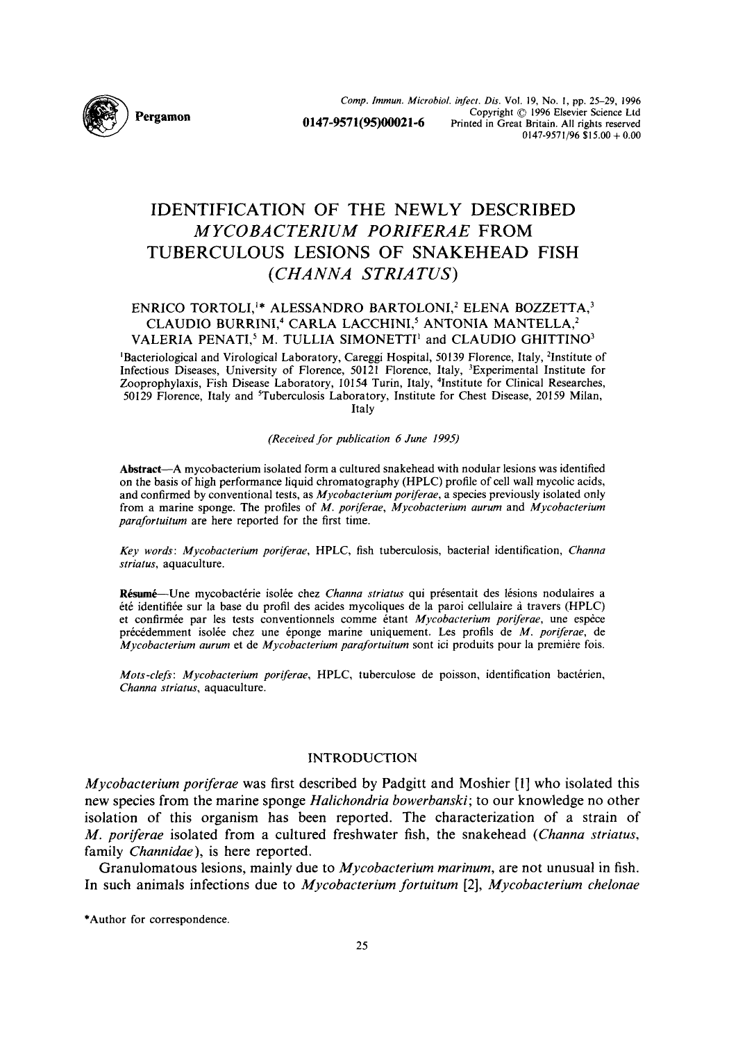# IDENTIFICATION OF THE NEWLY DESCRIBED *MYCOBACTERIUM PORIFERAE* FROM TUBERCULOUS LESIONS OF SNAKEHEAD FISH (*CHANNA STRIATUS*)

ENRICO TORTOLI,[1]* ALESSANDRO BARTOLONI,[2] ELENA BOZZETTA,[3] CLAUDIO BURRINI,[4] CARLA LACCHINI,[5] ANTONIA MANTELLA,[2] VALERIA PENATI,[5] M. TULLIA SIMONETTI[1] and CLAUDIO GHITTINO[3]

[1]Bacteriological and Virological Laboratory, Careggi Hospital, 50139 Florence, Italy, [2]Institute of Infectious Diseases, University of Florence, 50121 Florence, Italy, [3]Experimental Institute for Zooprophylaxis, Fish Disease Laboratory, 10154 Turin, Italy, [4]Institute for Clinical Researches, 50129 Florence, Italy and [5]Tuberculosis Laboratory, Institute for Chest Disease, 20159 Milan, Italy

*(Received for publication 6 June 1995)*

**Abstract**—A mycobacterium isolated form a cultured snakehead with nodular lesions was identified on the basis of high performance liquid chromatography (HPLC) profile of cell wall mycolic acids, and confirmed by conventional tests, as *Mycobacterium poriferae*, a species previously isolated only from a marine sponge. The profiles of *M. poriferae*, *Mycobacterium aurum* and *Mycobacterium parafortuitum* are here reported for the first time.

*Key words*: *Mycobacterium poriferae*, HPLC, fish tuberculosis, bacterial identification, *Channa striatus*, aquaculture.

**Résumé**—Une mycobactérie isolée chez *Channa striatus* qui présentait des lésions nodulaires a été identifiée sur la base du profil des acides mycoliques de la paroi cellulaire à travers (HPLC) et confirmée par les tests conventionnels comme étant *Mycobacterium poriferae*, une espèce précédemment isolée chez une éponge marine uniquement. Les profils de *M. poriferae*, de *Mycobacterium aurum* et de *Mycobacterium parafortuitum* sont ici produits pour la première fois.

*Mots-clefs*: *Mycobacterium poriferae*, HPLC, tuberculose de poisson, identification bactérien, *Channa striatus*, aquaculture.

## INTRODUCTION

*Mycobacterium poriferae* was first described by Padgitt and Moshier [1] who isolated this new species from the marine sponge *Halichondria bowerbanski*; to our knowledge no other isolation of this organism has been reported. The characterization of a strain of *M. poriferae* isolated from a cultured freshwater fish, the snakehead (*Channa striatus*, family *Channidae*), is here reported.

Granulomatous lesions, mainly due to *Mycobacterium marinum*, are not unusual in fish. In such animals infections due to *Mycobacterium fortuitum* [2], *Mycobacterium chelonae*

*Author for correspondence.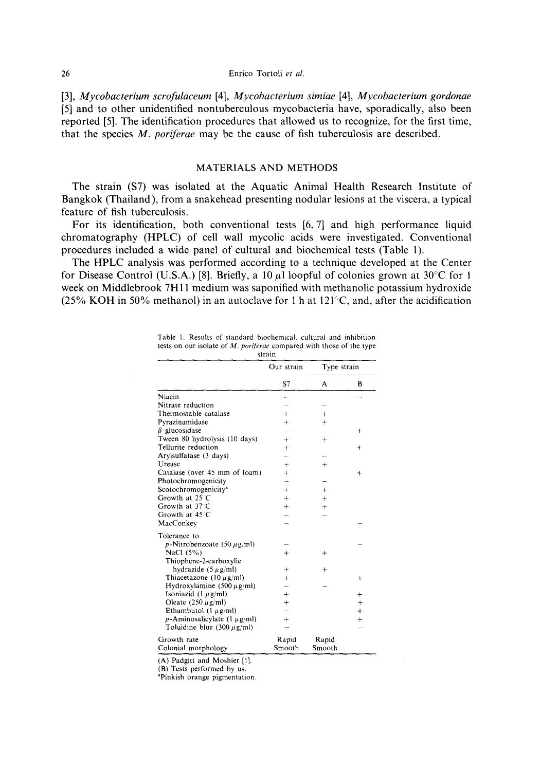[3], *Mycobacterium scrofulaceum* [4], *Mycobacterium simiae* [4], *Mycobacterium gordonae* [5] and to other unidentified nontuberculous mycobacteria have, sporadically, also been reported [5]. The identification procedures that allowed us to recognize, for the first time, that the species *M. poriferae* may be the cause of fish tuberculosis are described.

## MATERIALS AND METHODS

The strain (S7) was isolated at the Aquatic Animal Health Research Institute of Bangkok (Thailand), from a snakehead presenting nodular lesions at the viscera, a typical feature of fish tuberculosis.

For its identification, both conventional tests [6, 7] and high performance liquid chromatography (HPLC) of cell wall mycolic acids were investigated. Conventional procedures included a wide panel of cultural and biochemical tests (Table 1).

The HPLC analysis was performed according to a technique developed at the Center for Disease Control (U.S.A.) [8]. Briefly, a 10 μl loopful of colonies grown at 30°C for 1 week on Middlebrook 7H11 medium was saponified with methanolic potassium hydroxide (25% KOH in 50% methanol) in an autoclave for 1 h at 121°C, and, after the acidification

Table 1. Results of standard biochemical, cultural and inhibition tests on our isolate of *M. poriferae* compared with those of the type strain

| | Our strain | Type strain | |
|---|---|---|---|
| | S7 | A | B |
| Niacin | – | | – |
| Nitrate reduction | – | – | |
| Thermostable catalase | + | + | |
| Pyrazinamidase | + | + | |
| β-glucosidase | – | | + |
| Tween 80 hydrolysis (10 days) | + | + | |
| Tellurite reduction | + | | + |
| Arylsulfatase (3 days) | – | – | |
| Urease | + | + | |
| Catalase (over 45 mm of foam) | + | | + |
| Photochromogenicity | – | – | |
| Scotochromogenicity[a] | + | + | |
| Growth at 25°C | + | + | |
| Growth at 37°C | + | + | |
| Growth at 45°C | – | – | |
| MacConkey | – | | – |
| Tolerance to | | | |
| *p*-Nitrobenzoate (50 μg/ml) | – | | – |
| NaCl (5%) | + | + | |
| Thiophene-2-carboxylic hydrazide (5 μg/ml) | + | + | |
| Thiacetazone (10 μg/ml) | + | | + |
| Hydroxylamine (500 μg/ml) | – | – | |
| Isoniazid (1 μg/ml) | + | | + |
| Oleate (250 μg/ml) | + | | + |
| Ethambutol (1 μg/ml) | – | | + |
| *p*-Aminosalicylate (1 μg/ml) | + | | + |
| Toluidine blue (300 μg/ml) | – | | – |
| Growth rate | Rapid | Rapid | |
| Colonial morphology | Smooth | Smooth | |

(A) Padgitt and Moshier [1].
(B) Tests performed by us.
[a]Pinkish orange pigmentation.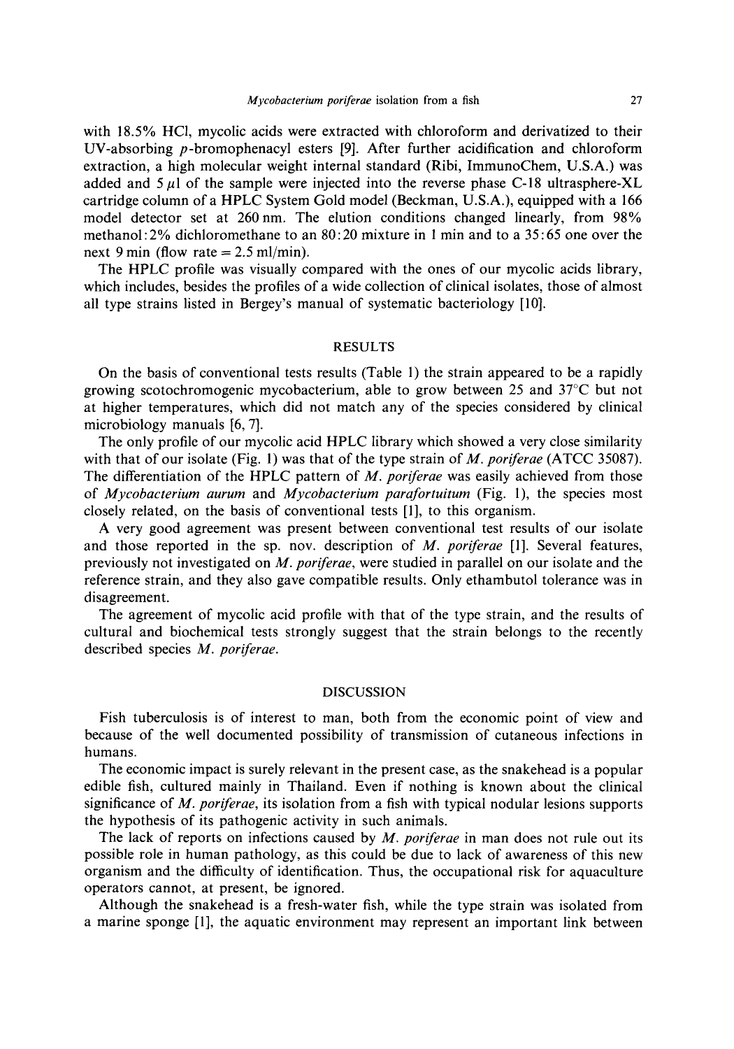with 18.5% HCl, mycolic acids were extracted with chloroform and derivatized to their UV-absorbing *p*-bromophenacyl esters [9]. After further acidification and chloroform extraction, a high molecular weight internal standard (Ribi, ImmunoChem, U.S.A.) was added and 5 $\mu$l of the sample were injected into the reverse phase C-18 ultrasphere-XL cartridge column of a HPLC System Gold model (Beckman, U.S.A.), equipped with a 166 model detector set at 260 nm. The elution conditions changed linearly, from 98% methanol:2% dichloromethane to an 80:20 mixture in 1 min and to a 35:65 one over the next 9 min (flow rate = 2.5 ml/min).

The HPLC profile was visually compared with the ones of our mycolic acids library, which includes, besides the profiles of a wide collection of clinical isolates, those of almost all type strains listed in Bergey's manual of systematic bacteriology [10].

## RESULTS

On the basis of conventional tests results (Table 1) the strain appeared to be a rapidly growing scotochromogenic mycobacterium, able to grow between 25 and 37°C but not at higher temperatures, which did not match any of the species considered by clinical microbiology manuals [6, 7].

The only profile of our mycolic acid HPLC library which showed a very close similarity with that of our isolate (Fig. 1) was that of the type strain of *M. poriferae* (ATCC 35087). The differentiation of the HPLC pattern of *M. poriferae* was easily achieved from those of *Mycobacterium aurum* and *Mycobacterium parafortuitum* (Fig. 1), the species most closely related, on the basis of conventional tests [1], to this organism.

A very good agreement was present between conventional test results of our isolate and those reported in the sp. nov. description of *M. poriferae* [1]. Several features, previously not investigated on *M. poriferae*, were studied in parallel on our isolate and the reference strain, and they also gave compatible results. Only ethambutol tolerance was in disagreement.

The agreement of mycolic acid profile with that of the type strain, and the results of cultural and biochemical tests strongly suggest that the strain belongs to the recently described species *M. poriferae*.

## DISCUSSION

Fish tuberculosis is of interest to man, both from the economic point of view and because of the well documented possibility of transmission of cutaneous infections in humans.

The economic impact is surely relevant in the present case, as the snakehead is a popular edible fish, cultured mainly in Thailand. Even if nothing is known about the clinical significance of *M. poriferae*, its isolation from a fish with typical nodular lesions supports the hypothesis of its pathogenic activity in such animals.

The lack of reports on infections caused by *M. poriferae* in man does not rule out its possible role in human pathology, as this could be due to lack of awareness of this new organism and the difficulty of identification. Thus, the occupational risk for aquaculture operators cannot, at present, be ignored.

Although the snakehead is a fresh-water fish, while the type strain was isolated from a marine sponge [1], the aquatic environment may represent an important link between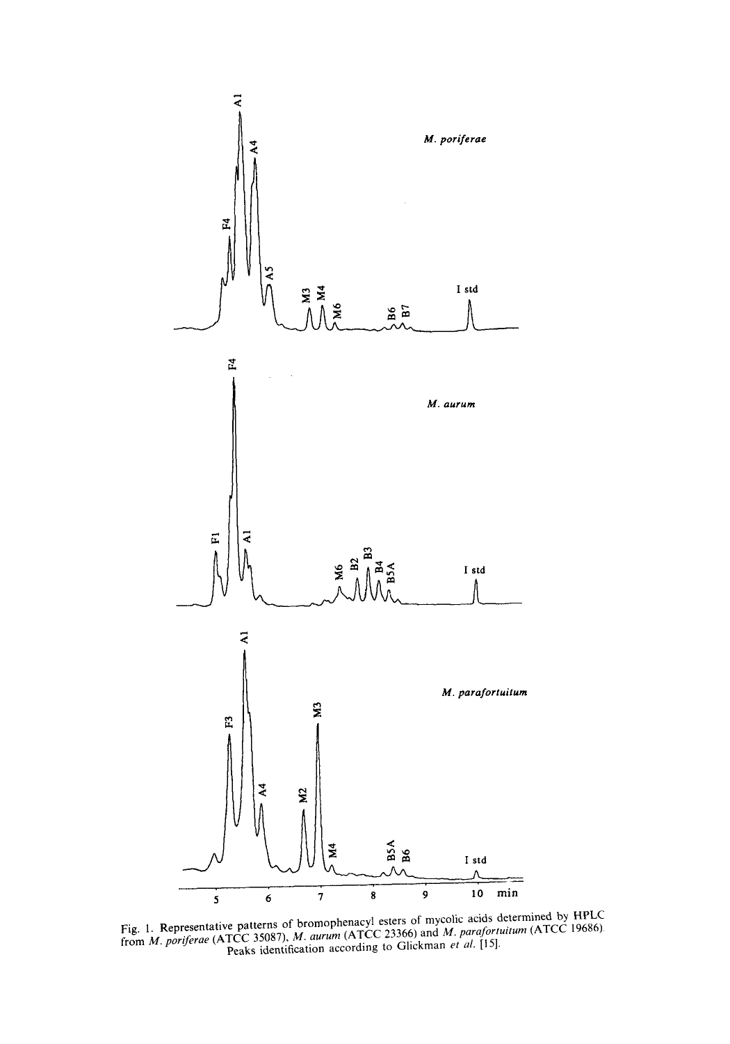Fig. 1. Representative patterns of bromophenacyl esters of mycolic acids determined by HPLC from *M. poriferae* (ATCC 35087), *M. aurum* (ATCC 23366) and *M. parafortuitum* (ATCC 19686). Peaks identification according to Glickman *et al.* [15].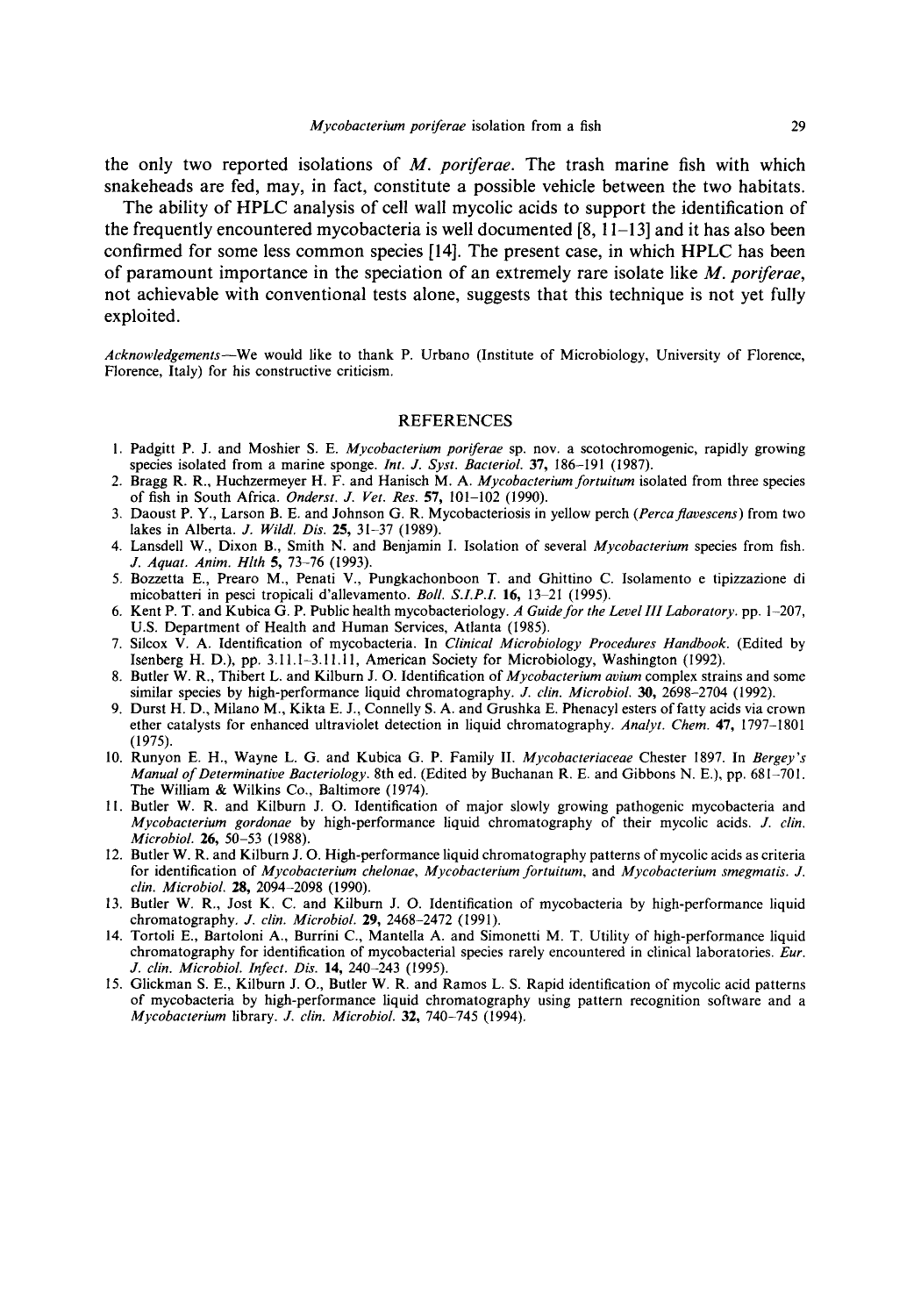the only two reported isolations of *M. poriferae*. The trash marine fish with which snakeheads are fed, may, in fact, constitute a possible vehicle between the two habitats.

The ability of HPLC analysis of cell wall mycolic acids to support the identification of the frequently encountered mycobacteria is well documented [8, 11–13] and it has also been confirmed for some less common species [14]. The present case, in which HPLC has been of paramount importance in the speciation of an extremely rare isolate like *M. poriferae*, not achievable with conventional tests alone, suggests that this technique is not yet fully exploited.

*Acknowledgements*—We would like to thank P. Urbano (Institute of Microbiology, University of Florence, Florence, Italy) for his constructive criticism.

## REFERENCES

1. Padgitt P. J. and Moshier S. E. *Mycobacterium poriferae* sp. nov. a scotochromogenic, rapidly growing species isolated from a marine sponge. *Int. J. Syst. Bacteriol.* **37,** 186–191 (1987).
2. Bragg R. R., Huchzermeyer H. F. and Hanisch M. A. *Mycobacterium fortuitum* isolated from three species of fish in South Africa. *Onderst. J. Vet. Res.* **57,** 101–102 (1990).
3. Daoust P. Y., Larson B. E. and Johnson G. R. Mycobacteriosis in yellow perch (*Perca flavescens*) from two lakes in Alberta. *J. Wildl. Dis.* **25,** 31–37 (1989).
4. Lansdell W., Dixon B., Smith N. and Benjamin I. Isolation of several *Mycobacterium* species from fish. *J. Aquat. Anim. Hlth* **5,** 73–76 (1993).
5. Bozzetta E., Prearo M., Penati V., Pungkachonboon T. and Ghittino C. Isolamento e tipizzazione di micobatteri in pesci tropicali d'allevamento. *Boll. S.I.P.I.* **16,** 13–21 (1995).
6. Kent P. T. and Kubica G. P. Public health mycobacteriology. *A Guide for the Level III Laboratory.* pp. 1–207, U.S. Department of Health and Human Services, Atlanta (1985).
7. Silcox V. A. Identification of mycobacteria. In *Clinical Microbiology Procedures Handbook.* (Edited by Isenberg H. D.), pp. 3.11.1–3.11.11, American Society for Microbiology, Washington (1992).
8. Butler W. R., Thibert L. and Kilburn J. O. Identification of *Mycobacterium avium* complex strains and some similar species by high-performance liquid chromatography. *J. clin. Microbiol.* **30,** 2698–2704 (1992).
9. Durst H. D., Milano M., Kikta E. J., Connelly S. A. and Grushka E. Phenacyl esters of fatty acids via crown ether catalysts for enhanced ultraviolet detection in liquid chromatography. *Analyt. Chem.* **47,** 1797–1801 (1975).
10. Runyon E. H., Wayne L. G. and Kubica G. P. Family II. *Mycobacteriaceae* Chester 1897. In *Bergey's Manual of Determinative Bacteriology.* 8th ed. (Edited by Buchanan R. E. and Gibbons N. E.), pp. 681–701. The William & Wilkins Co., Baltimore (1974).
11. Butler W. R. and Kilburn J. O. Identification of major slowly growing pathogenic mycobacteria and *Mycobacterium gordonae* by high-performance liquid chromatography of their mycolic acids. *J. clin. Microbiol.* **26,** 50–53 (1988).
12. Butler W. R. and Kilburn J. O. High-performance liquid chromatography patterns of mycolic acids as criteria for identification of *Mycobacterium chelonae*, *Mycobacterium fortuitum*, and *Mycobacterium smegmatis*. *J. clin. Microbiol.* **28,** 2094–2098 (1990).
13. Butler W. R., Jost K. C. and Kilburn J. O. Identification of mycobacteria by high-performance liquid chromatography. *J. clin. Microbiol.* **29,** 2468–2472 (1991).
14. Tortoli E., Bartoloni A., Burrini C., Mantella A. and Simonetti M. T. Utility of high-performance liquid chromatography for identification of mycobacterial species rarely encountered in clinical laboratories. *Eur. J. clin. Microbiol. Infect. Dis.* **14,** 240–243 (1995).
15. Glickman S. E., Kilburn J. O., Butler W. R. and Ramos L. S. Rapid identification of mycolic acid patterns of mycobacteria by high-performance liquid chromatography using pattern recognition software and a *Mycobacterium* library. *J. clin. Microbiol.* **32,** 740–745 (1994).